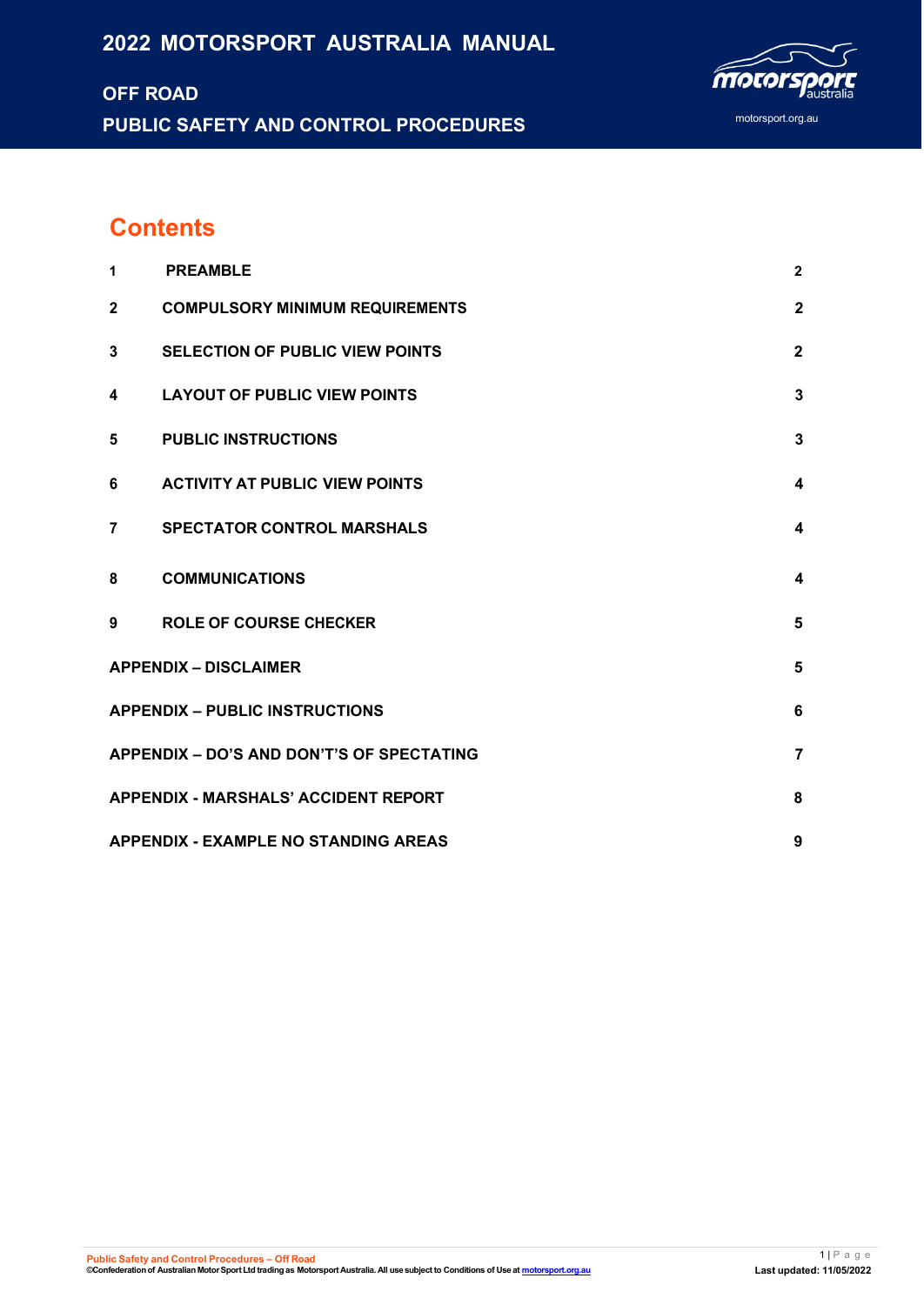# 2022 MOTORSPORT AUSTRALIA MANUAL

## OFF ROAD

## PUBLIC SAFETY AND CONTROL PROCEDURES

motorsport.org.au

## Contents

| | | |
|---|---|---|
| 1 | PREAMBLE | 2 |
| 2 | COMPULSORY MINIMUM REQUIREMENTS | 2 |
| 3 | SELECTION OF PUBLIC VIEW POINTS | 2 |
| 4 | LAYOUT OF PUBLIC VIEW POINTS | 3 |
| 5 | PUBLIC INSTRUCTIONS | 3 |
| 6 | ACTIVITY AT PUBLIC VIEW POINTS | 4 |
| 7 | SPECTATOR CONTROL MARSHALS | 4 |
| 8 | COMMUNICATIONS | 4 |
| 9 | ROLE OF COURSE CHECKER | 5 |
| APPENDIX – DISCLAIMER | | 5 |
| APPENDIX – PUBLIC INSTRUCTIONS | | 6 |
| APPENDIX – DO'S AND DON'T'S OF SPECTATING | | 7 |
| APPENDIX - MARSHALS' ACCIDENT REPORT | | 8 |
| APPENDIX - EXAMPLE NO STANDING AREAS | | 9 |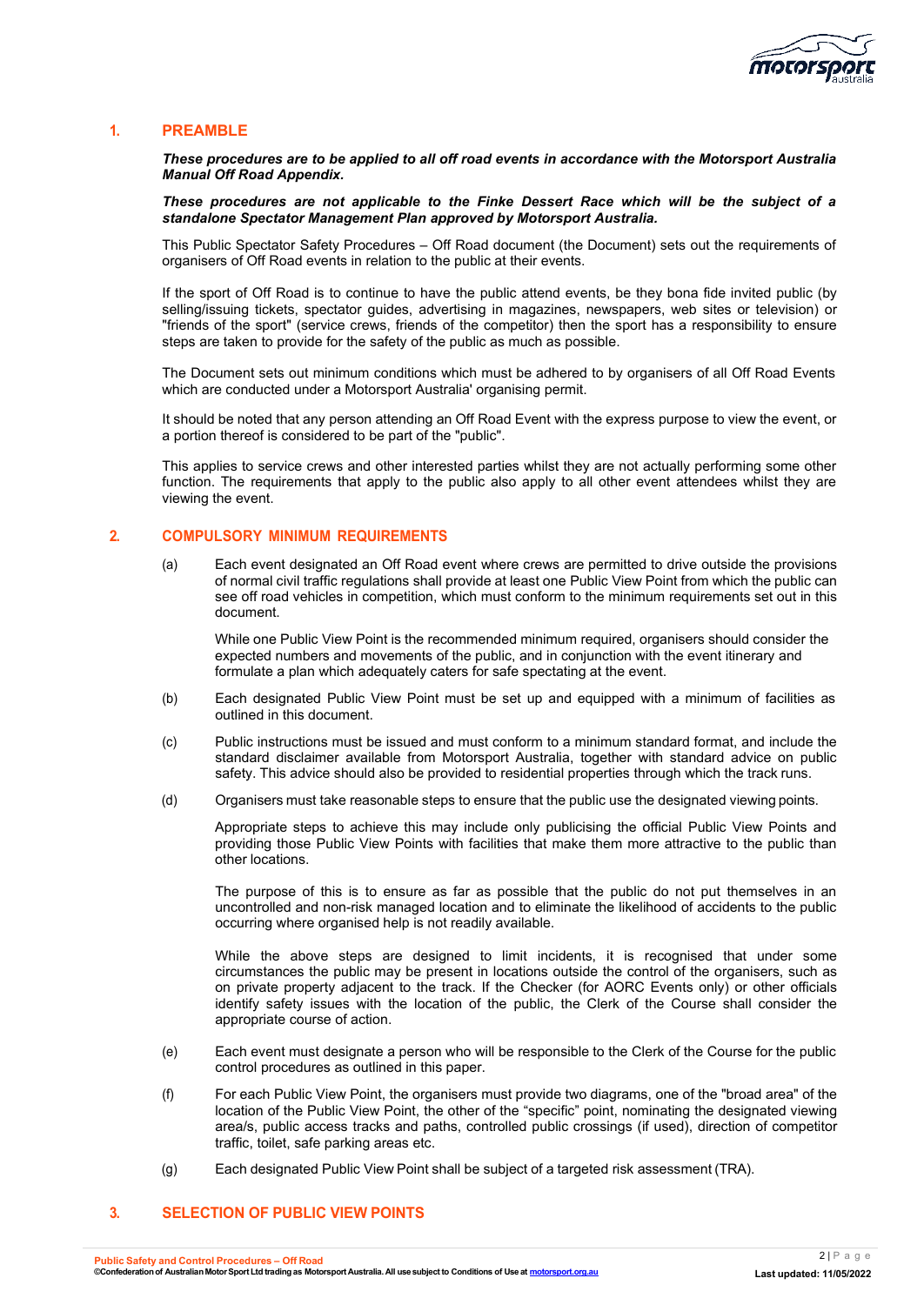## 1. PREAMBLE

***These procedures are to be applied to all off road events in accordance with the Motorsport Australia Manual Off Road Appendix.***

***These procedures are not applicable to the Finke Dessert Race which will be the subject of a standalone Spectator Management Plan approved by Motorsport Australia.***

This Public Spectator Safety Procedures – Off Road document (the Document) sets out the requirements of organisers of Off Road events in relation to the public at their events.

If the sport of Off Road is to continue to have the public attend events, be they bona fide invited public (by selling/issuing tickets, spectator guides, advertising in magazines, newspapers, web sites or television) or "friends of the sport" (service crews, friends of the competitor) then the sport has a responsibility to ensure steps are taken to provide for the safety of the public as much as possible.

The Document sets out minimum conditions which must be adhered to by organisers of all Off Road Events which are conducted under a Motorsport Australia' organising permit.

It should be noted that any person attending an Off Road Event with the express purpose to view the event, or a portion thereof is considered to be part of the "public".

This applies to service crews and other interested parties whilst they are not actually performing some other function. The requirements that apply to the public also apply to all other event attendees whilst they are viewing the event.

## 2. COMPULSORY MINIMUM REQUIREMENTS

(a) Each event designated an Off Road event where crews are permitted to drive outside the provisions of normal civil traffic regulations shall provide at least one Public View Point from which the public can see off road vehicles in competition, which must conform to the minimum requirements set out in this document.

While one Public View Point is the recommended minimum required, organisers should consider the expected numbers and movements of the public, and in conjunction with the event itinerary and formulate a plan which adequately caters for safe spectating at the event.

(b) Each designated Public View Point must be set up and equipped with a minimum of facilities as outlined in this document.

(c) Public instructions must be issued and must conform to a minimum standard format, and include the standard disclaimer available from Motorsport Australia, together with standard advice on public safety. This advice should also be provided to residential properties through which the track runs.

(d) Organisers must take reasonable steps to ensure that the public use the designated viewing points.

Appropriate steps to achieve this may include only publicising the official Public View Points and providing those Public View Points with facilities that make them more attractive to the public than other locations.

The purpose of this is to ensure as far as possible that the public do not put themselves in an uncontrolled and non-risk managed location and to eliminate the likelihood of accidents to the public occurring where organised help is not readily available.

While the above steps are designed to limit incidents, it is recognised that under some circumstances the public may be present in locations outside the control of the organisers, such as on private property adjacent to the track. If the Checker (for AORC Events only) or other officials identify safety issues with the location of the public, the Clerk of the Course shall consider the appropriate course of action.

(e) Each event must designate a person who will be responsible to the Clerk of the Course for the public control procedures as outlined in this paper.

(f) For each Public View Point, the organisers must provide two diagrams, one of the "broad area" of the location of the Public View Point, the other of the "specific" point, nominating the designated viewing area/s, public access tracks and paths, controlled public crossings (if used), direction of competitor traffic, toilet, safe parking areas etc.

(g) Each designated Public View Point shall be subject of a targeted risk assessment (TRA).

## 3. SELECTION OF PUBLIC VIEW POINTS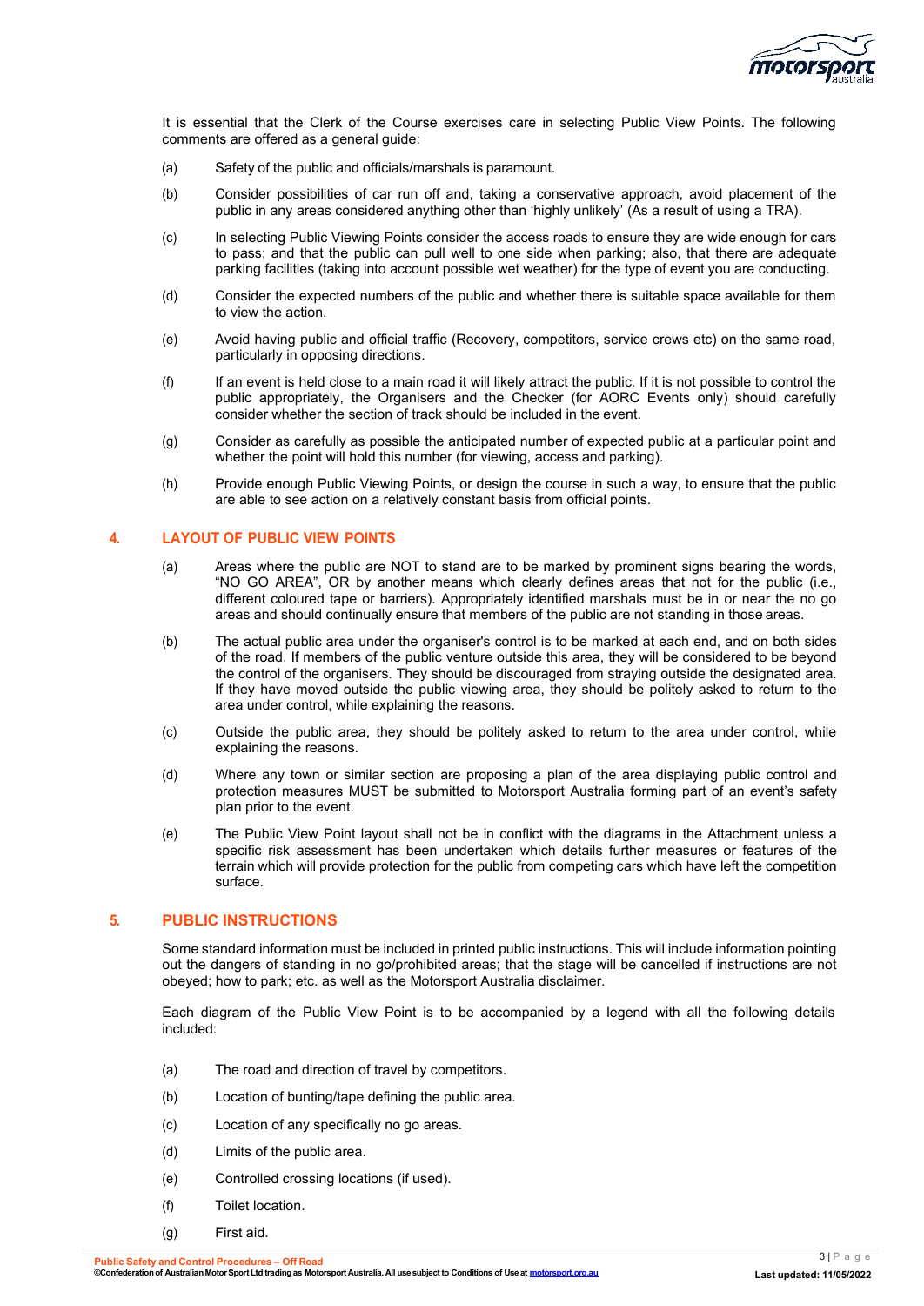It is essential that the Clerk of the Course exercises care in selecting Public View Points. The following comments are offered as a general guide:

(a) Safety of the public and officials/marshals is paramount.

(b) Consider possibilities of car run off and, taking a conservative approach, avoid placement of the public in any areas considered anything other than 'highly unlikely' (As a result of using a TRA).

(c) In selecting Public Viewing Points consider the access roads to ensure they are wide enough for cars to pass; and that the public can pull well to one side when parking; also, that there are adequate parking facilities (taking into account possible wet weather) for the type of event you are conducting.

(d) Consider the expected numbers of the public and whether there is suitable space available for them to view the action.

(e) Avoid having public and official traffic (Recovery, competitors, service crews etc) on the same road, particularly in opposing directions.

(f) If an event is held close to a main road it will likely attract the public. If it is not possible to control the public appropriately, the Organisers and the Checker (for AORC Events only) should carefully consider whether the section of track should be included in the event.

(g) Consider as carefully as possible the anticipated number of expected public at a particular point and whether the point will hold this number (for viewing, access and parking).

(h) Provide enough Public Viewing Points, or design the course in such a way, to ensure that the public are able to see action on a relatively constant basis from official points.

## 4. LAYOUT OF PUBLIC VIEW POINTS

(a) Areas where the public are NOT to stand are to be marked by prominent signs bearing the words, "NO GO AREA", OR by another means which clearly defines areas that not for the public (i.e., different coloured tape or barriers). Appropriately identified marshals must be in or near the no go areas and should continually ensure that members of the public are not standing in those areas.

(b) The actual public area under the organiser's control is to be marked at each end, and on both sides of the road. If members of the public venture outside this area, they will be considered to be beyond the control of the organisers. They should be discouraged from straying outside the designated area. If they have moved outside the public viewing area, they should be politely asked to return to the area under control, while explaining the reasons.

(c) Outside the public area, they should be politely asked to return to the area under control, while explaining the reasons.

(d) Where any town or similar section are proposing a plan of the area displaying public control and protection measures MUST be submitted to Motorsport Australia forming part of an event's safety plan prior to the event.

(e) The Public View Point layout shall not be in conflict with the diagrams in the Attachment unless a specific risk assessment has been undertaken which details further measures or features of the terrain which will provide protection for the public from competing cars which have left the competition surface.

## 5. PUBLIC INSTRUCTIONS

Some standard information must be included in printed public instructions. This will include information pointing out the dangers of standing in no go/prohibited areas; that the stage will be cancelled if instructions are not obeyed; how to park; etc. as well as the Motorsport Australia disclaimer.

Each diagram of the Public View Point is to be accompanied by a legend with all the following details included:

(a) The road and direction of travel by competitors.

(b) Location of bunting/tape defining the public area.

(c) Location of any specifically no go areas.

(d) Limits of the public area.

(e) Controlled crossing locations (if used).

(f) Toilet location.

(g) First aid.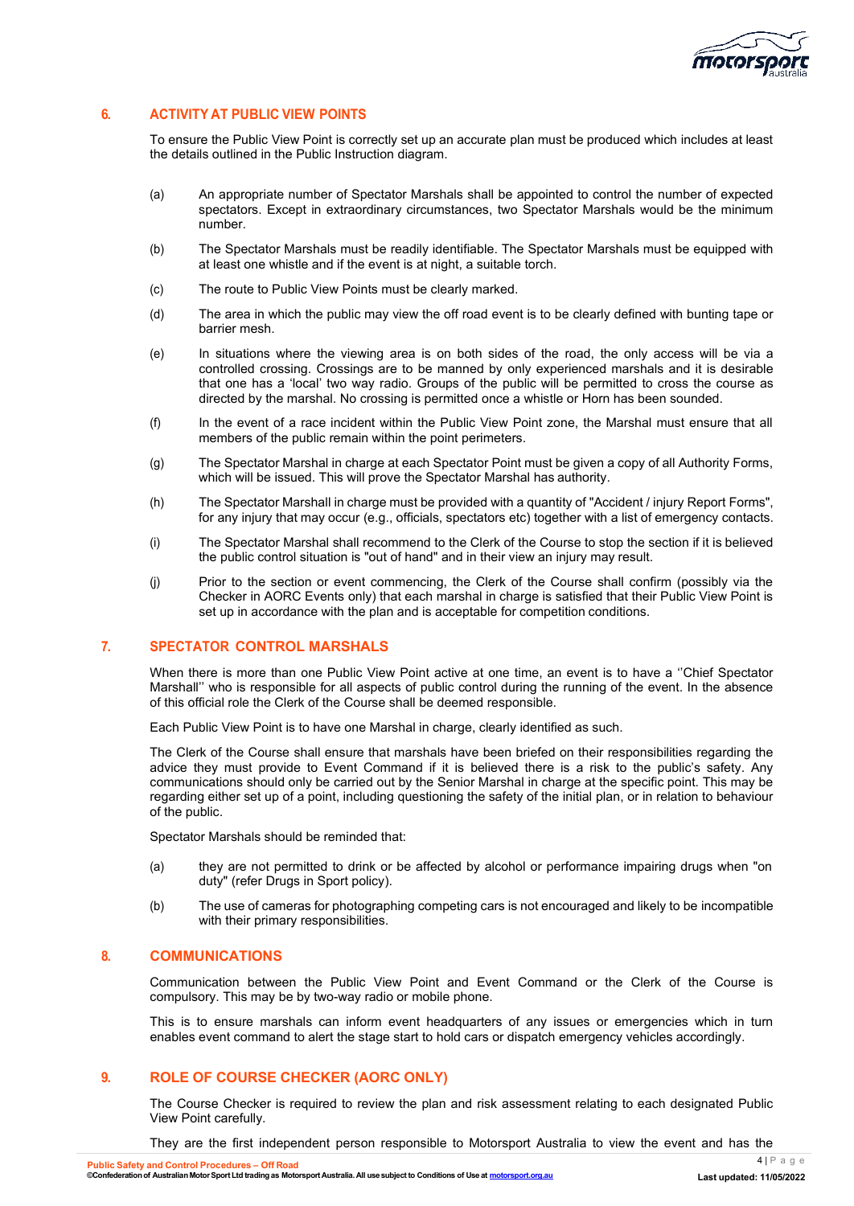## 6. ACTIVITY AT PUBLIC VIEW POINTS

To ensure the Public View Point is correctly set up an accurate plan must be produced which includes at least the details outlined in the Public Instruction diagram.

(a) An appropriate number of Spectator Marshals shall be appointed to control the number of expected spectators. Except in extraordinary circumstances, two Spectator Marshals would be the minimum number.

(b) The Spectator Marshals must be readily identifiable. The Spectator Marshals must be equipped with at least one whistle and if the event is at night, a suitable torch.

(c) The route to Public View Points must be clearly marked.

(d) The area in which the public may view the off road event is to be clearly defined with bunting tape or barrier mesh.

(e) In situations where the viewing area is on both sides of the road, the only access will be via a controlled crossing. Crossings are to be manned by only experienced marshals and it is desirable that one has a 'local' two way radio. Groups of the public will be permitted to cross the course as directed by the marshal. No crossing is permitted once a whistle or Horn has been sounded.

(f) In the event of a race incident within the Public View Point zone, the Marshal must ensure that all members of the public remain within the point perimeters.

(g) The Spectator Marshal in charge at each Spectator Point must be given a copy of all Authority Forms, which will be issued. This will prove the Spectator Marshal has authority.

(h) The Spectator Marshall in charge must be provided with a quantity of "Accident / injury Report Forms", for any injury that may occur (e.g., officials, spectators etc) together with a list of emergency contacts.

(i) The Spectator Marshal shall recommend to the Clerk of the Course to stop the section if it is believed the public control situation is "out of hand" and in their view an injury may result.

(j) Prior to the section or event commencing, the Clerk of the Course shall confirm (possibly via the Checker in AORC Events only) that each marshal in charge is satisfied that their Public View Point is set up in accordance with the plan and is acceptable for competition conditions.

## 7. SPECTATOR CONTROL MARSHALS

When there is more than one Public View Point active at one time, an event is to have a ''Chief Spectator Marshall'' who is responsible for all aspects of public control during the running of the event. In the absence of this official role the Clerk of the Course shall be deemed responsible.

Each Public View Point is to have one Marshal in charge, clearly identified as such.

The Clerk of the Course shall ensure that marshals have been briefed on their responsibilities regarding the advice they must provide to Event Command if it is believed there is a risk to the public's safety. Any communications should only be carried out by the Senior Marshal in charge at the specific point. This may be regarding either set up of a point, including questioning the safety of the initial plan, or in relation to behaviour of the public.

Spectator Marshals should be reminded that:

(a) they are not permitted to drink or be affected by alcohol or performance impairing drugs when "on duty" (refer Drugs in Sport policy).

(b) The use of cameras for photographing competing cars is not encouraged and likely to be incompatible with their primary responsibilities.

## 8. COMMUNICATIONS

Communication between the Public View Point and Event Command or the Clerk of the Course is compulsory. This may be by two-way radio or mobile phone.

This is to ensure marshals can inform event headquarters of any issues or emergencies which in turn enables event command to alert the stage start to hold cars or dispatch emergency vehicles accordingly.

## 9. ROLE OF COURSE CHECKER (AORC ONLY)

The Course Checker is required to review the plan and risk assessment relating to each designated Public View Point carefully.

They are the first independent person responsible to Motorsport Australia to view the event and has the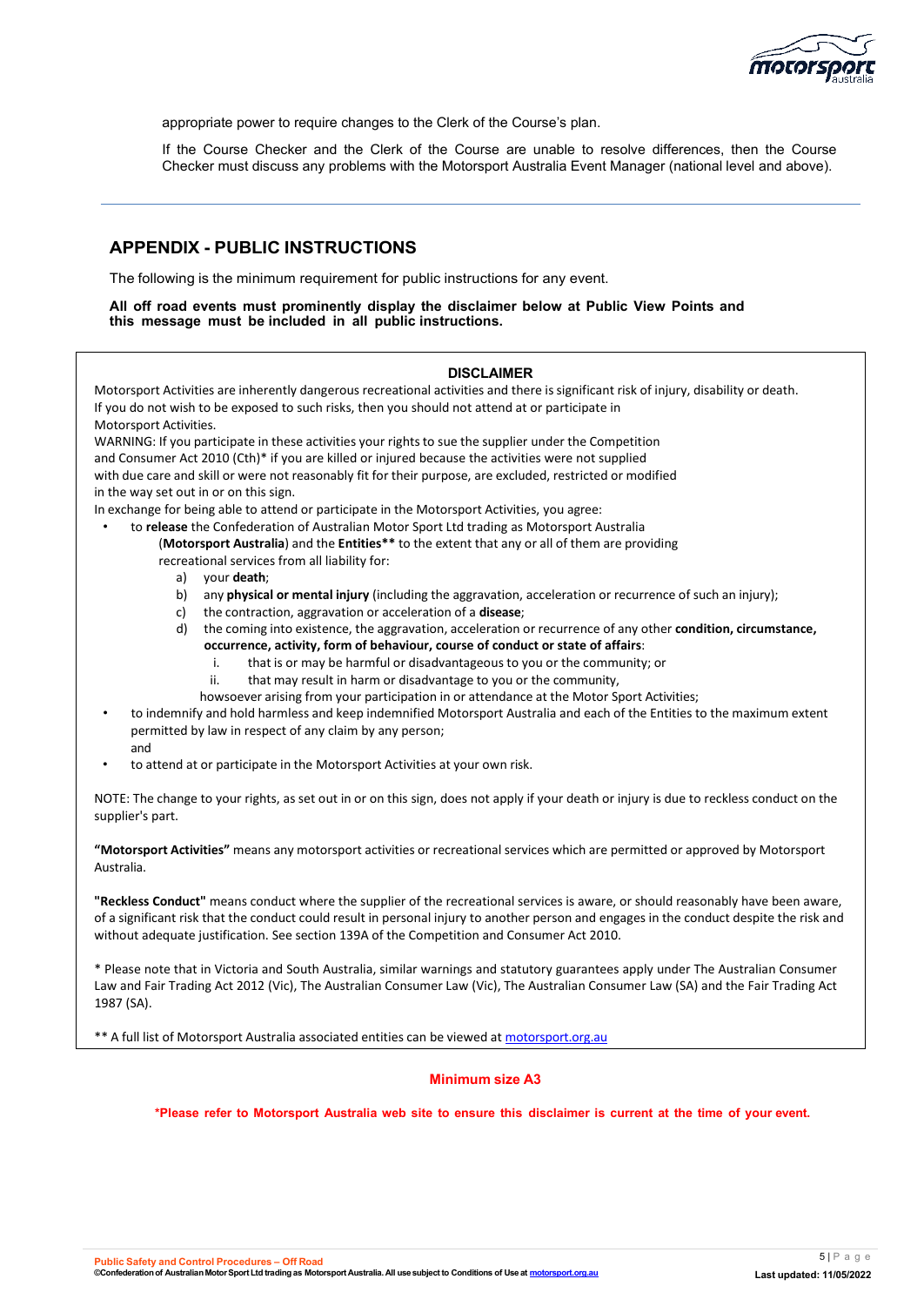appropriate power to require changes to the Clerk of the Course's plan.

If the Course Checker and the Clerk of the Course are unable to resolve differences, then the Course Checker must discuss any problems with the Motorsport Australia Event Manager (national level and above).

---

## APPENDIX - PUBLIC INSTRUCTIONS

The following is the minimum requirement for public instructions for any event.

**All off road events must prominently display the disclaimer below at Public View Points and this message must be included in all public instructions.**

### DISCLAIMER

Motorsport Activities are inherently dangerous recreational activities and there is significant risk of injury, disability or death. If you do not wish to be exposed to such risks, then you should not attend at or participate in Motorsport Activities.

WARNING: If you participate in these activities your rights to sue the supplier under the Competition and Consumer Act 2010 (Cth)* if you are killed or injured because the activities were not supplied with due care and skill or were not reasonably fit for their purpose, are excluded, restricted or modified in the way set out in or on this sign.

In exchange for being able to attend or participate in the Motorsport Activities, you agree:

- to **release** the Confederation of Australian Motor Sport Ltd trading as Motorsport Australia (**Motorsport Australia**) and the **Entities**** to the extent that any or all of them are providing recreational services from all liability for:
  - a) your **death**;
  - b) any **physical or mental injury** (including the aggravation, acceleration or recurrence of such an injury);
  - c) the contraction, aggravation or acceleration of a **disease**;
  - d) the coming into existence, the aggravation, acceleration or recurrence of any other **condition, circumstance, occurrence, activity, form of behaviour, course of conduct or state of affairs**:
    - i. that is or may be harmful or disadvantageous to you or the community; or
    - ii. that may result in harm or disadvantage to you or the community,

  howsoever arising from your participation in or attendance at the Motor Sport Activities;
- to indemnify and hold harmless and keep indemnified Motorsport Australia and each of the Entities to the maximum extent permitted by law in respect of any claim by any person;
  and
- to attend at or participate in the Motorsport Activities at your own risk.

NOTE: The change to your rights, as set out in or on this sign, does not apply if your death or injury is due to reckless conduct on the supplier's part.

**"Motorsport Activities"** means any motorsport activities or recreational services which are permitted or approved by Motorsport Australia.

**"Reckless Conduct"** means conduct where the supplier of the recreational services is aware, or should reasonably have been aware, of a significant risk that the conduct could result in personal injury to another person and engages in the conduct despite the risk and without adequate justification. See section 139A of the Competition and Consumer Act 2010.

* Please note that in Victoria and South Australia, similar warnings and statutory guarantees apply under The Australian Consumer Law and Fair Trading Act 2012 (Vic), The Australian Consumer Law (Vic), The Australian Consumer Law (SA) and the Fair Trading Act 1987 (SA).

** A full list of Motorsport Australia associated entities can be viewed at motorsport.org.au

**Minimum size A3**

***Please refer to Motorsport Australia web site to ensure this disclaimer is current at the time of your event.**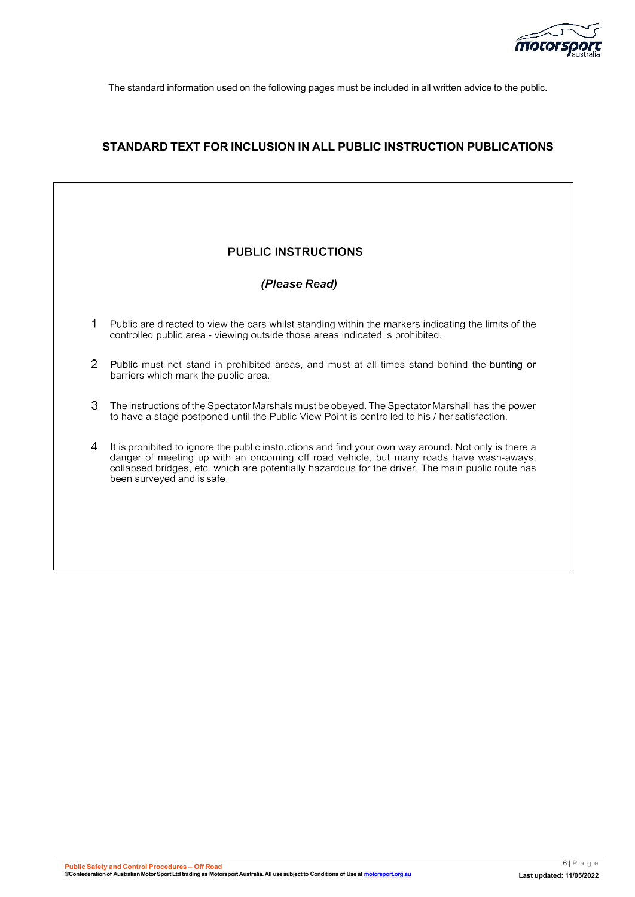The standard information used on the following pages must be included in all written advice to the public.

## STANDARD TEXT FOR INCLUSION IN ALL PUBLIC INSTRUCTION PUBLICATIONS

### PUBLIC INSTRUCTIONS

***(Please Read)***

1. Public are directed to view the cars whilst standing within the markers indicating the limits of the controlled public area - viewing outside those areas indicated is prohibited.

2. Public must not stand in prohibited areas, and must at all times stand behind the bunting or barriers which mark the public area.

3. The instructions of the Spectator Marshals must be obeyed. The Spectator Marshall has the power to have a stage postponed until the Public View Point is controlled to his / her satisfaction.

4. It is prohibited to ignore the public instructions and find your own way around. Not only is there a danger of meeting up with an oncoming off road vehicle, but many roads have wash-aways, collapsed bridges, etc. which are potentially hazardous for the driver. The main public route has been surveyed and is safe.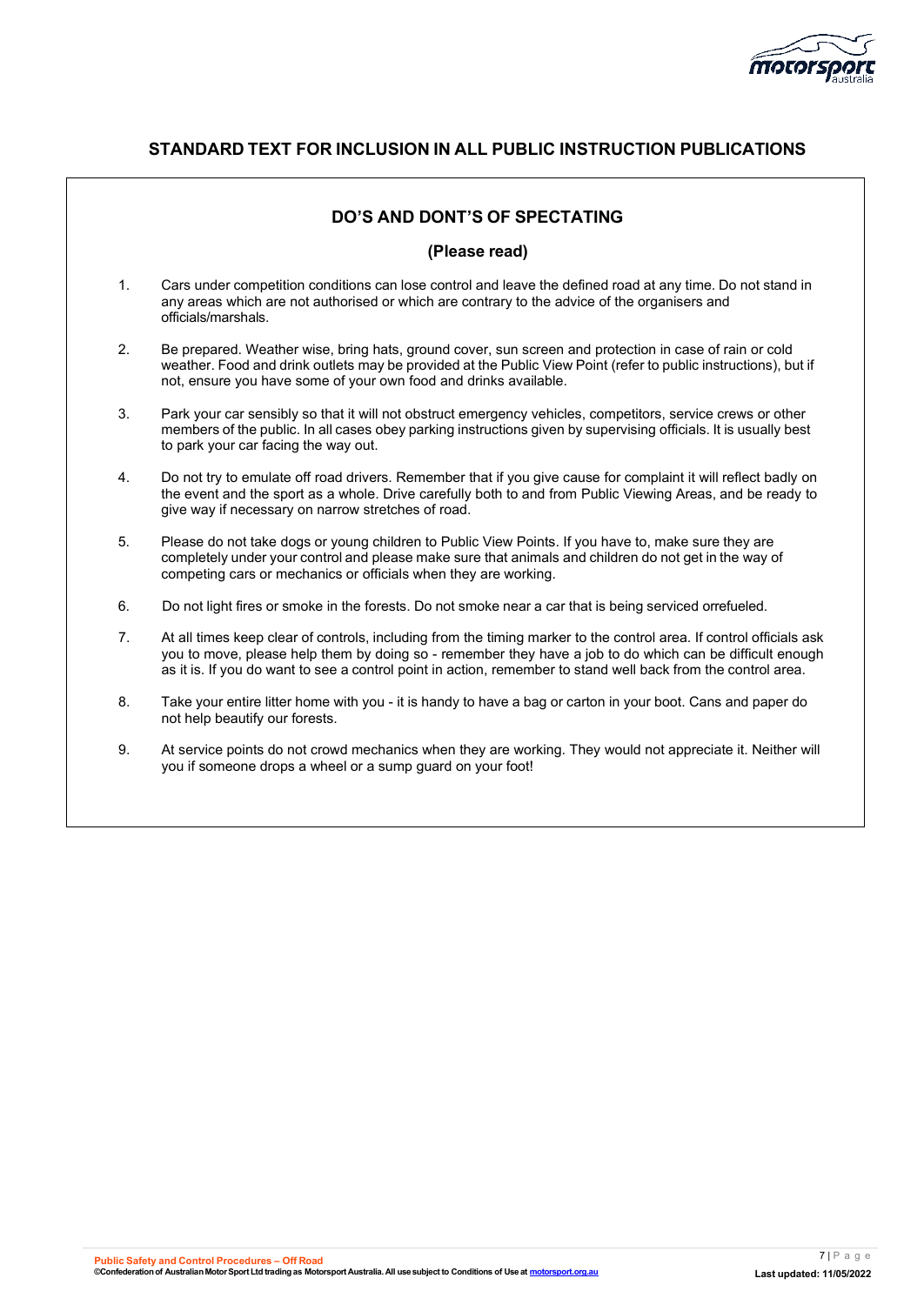## STANDARD TEXT FOR INCLUSION IN ALL PUBLIC INSTRUCTION PUBLICATIONS

### DO'S AND DONT'S OF SPECTATING

**(Please read)**

1. Cars under competition conditions can lose control and leave the defined road at any time. Do not stand in any areas which are not authorised or which are contrary to the advice of the organisers and officials/marshals.

2. Be prepared. Weather wise, bring hats, ground cover, sun screen and protection in case of rain or cold weather. Food and drink outlets may be provided at the Public View Point (refer to public instructions), but if not, ensure you have some of your own food and drinks available.

3. Park your car sensibly so that it will not obstruct emergency vehicles, competitors, service crews or other members of the public. In all cases obey parking instructions given by supervising officials. It is usually best to park your car facing the way out.

4. Do not try to emulate off road drivers. Remember that if you give cause for complaint it will reflect badly on the event and the sport as a whole. Drive carefully both to and from Public Viewing Areas, and be ready to give way if necessary on narrow stretches of road.

5. Please do not take dogs or young children to Public View Points. If you have to, make sure they are completely under your control and please make sure that animals and children do not get in the way of competing cars or mechanics or officials when they are working.

6. Do not light fires or smoke in the forests. Do not smoke near a car that is being serviced orrefueled.

7. At all times keep clear of controls, including from the timing marker to the control area. If control officials ask you to move, please help them by doing so - remember they have a job to do which can be difficult enough as it is. If you do want to see a control point in action, remember to stand well back from the control area.

8. Take your entire litter home with you - it is handy to have a bag or carton in your boot. Cans and paper do not help beautify our forests.

9. At service points do not crowd mechanics when they are working. They would not appreciate it. Neither will you if someone drops a wheel or a sump guard on your foot!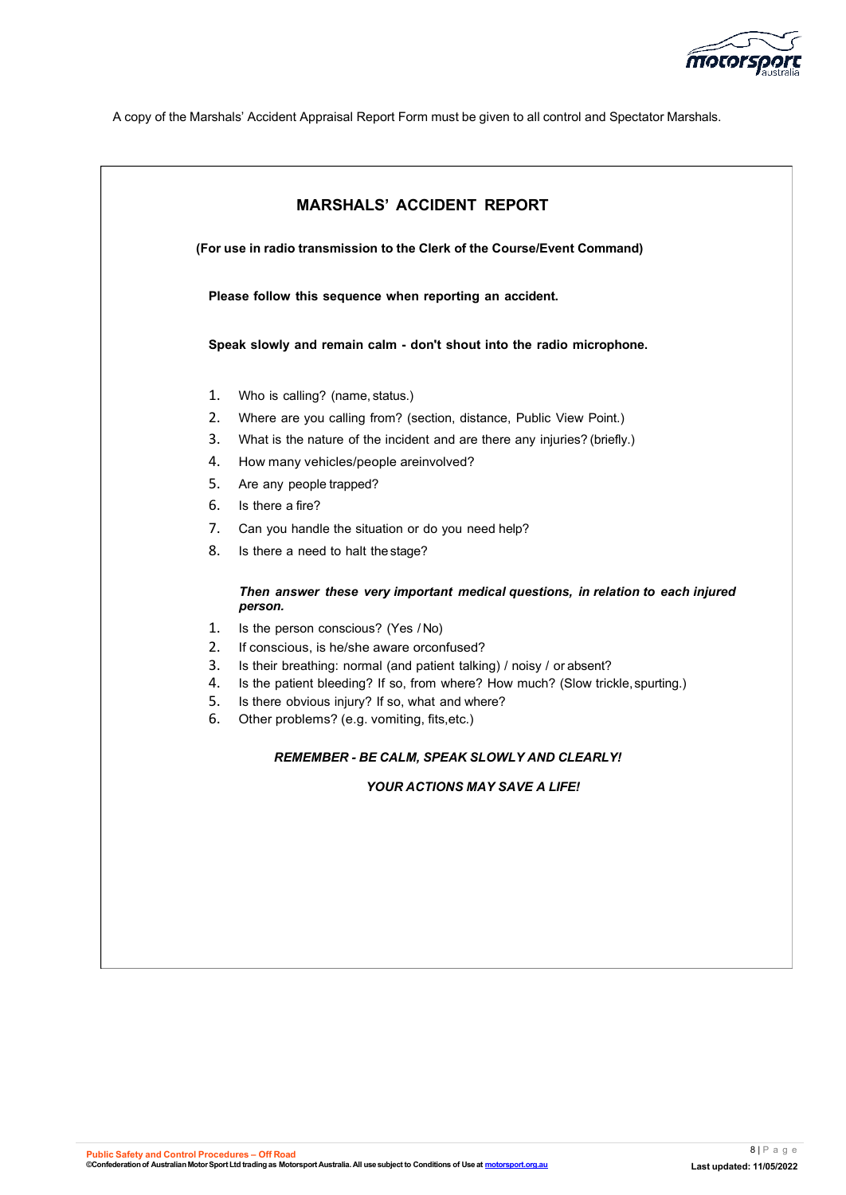A copy of the Marshals' Accident Appraisal Report Form must be given to all control and Spectator Marshals.

## MARSHALS' ACCIDENT REPORT

**(For use in radio transmission to the Clerk of the Course/Event Command)**

**Please follow this sequence when reporting an accident.**

**Speak slowly and remain calm - don't shout into the radio microphone.**

1. Who is calling? (name, status.)
2. Where are you calling from? (section, distance, Public View Point.)
3. What is the nature of the incident and are there any injuries? (briefly.)
4. How many vehicles/people areinvolved?
5. Are any people trapped?
6. Is there a fire?
7. Can you handle the situation or do you need help?
8. Is there a need to halt the stage?

***Then answer these very important medical questions, in relation to each injured person.***

1. Is the person conscious? (Yes / No)
2. If conscious, is he/she aware orconfused?
3. Is their breathing: normal (and patient talking) / noisy / or absent?
4. Is the patient bleeding? If so, from where? How much? (Slow trickle, spurting.)
5. Is there obvious injury? If so, what and where?
6. Other problems? (e.g. vomiting, fits,etc.)

***REMEMBER - BE CALM, SPEAK SLOWLY AND CLEARLY!***

***YOUR ACTIONS MAY SAVE A LIFE!***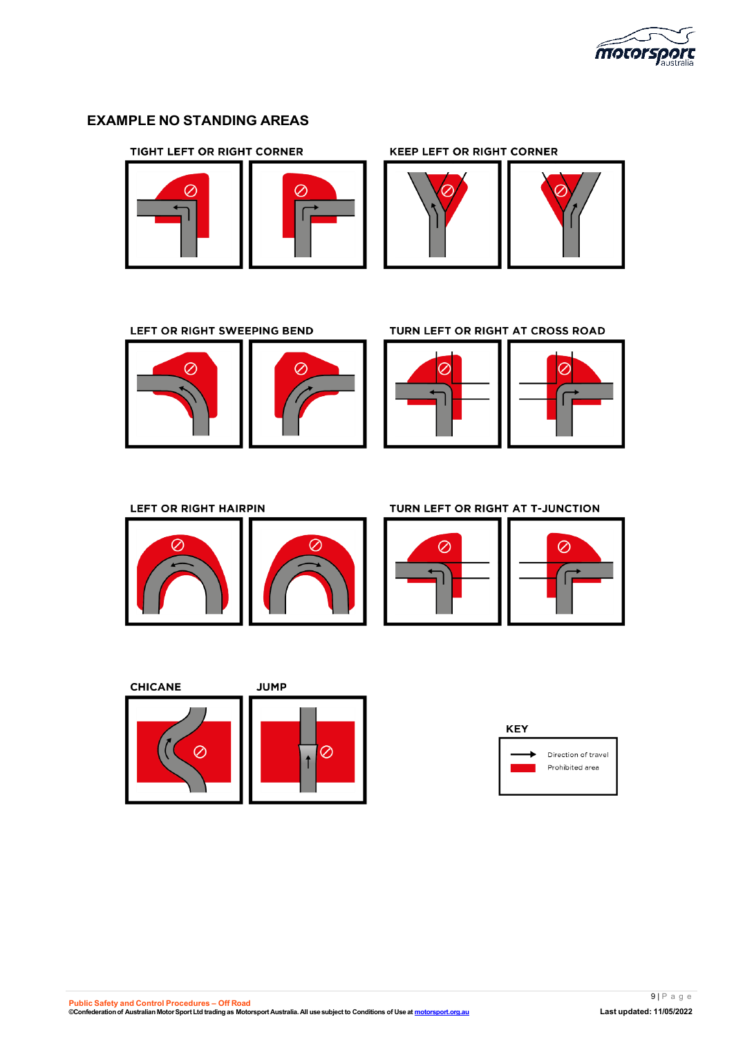## EXAMPLE NO STANDING AREAS

TIGHT LEFT OR RIGHT CORNER

KEEP LEFT OR RIGHT CORNER

LEFT OR RIGHT SWEEPING BEND

TURN LEFT OR RIGHT AT CROSS ROAD

LEFT OR RIGHT HAIRPIN

TURN LEFT OR RIGHT AT T-JUNCTION

CHICANE

JUMP

KEY

Direction of travel

Prohibited area